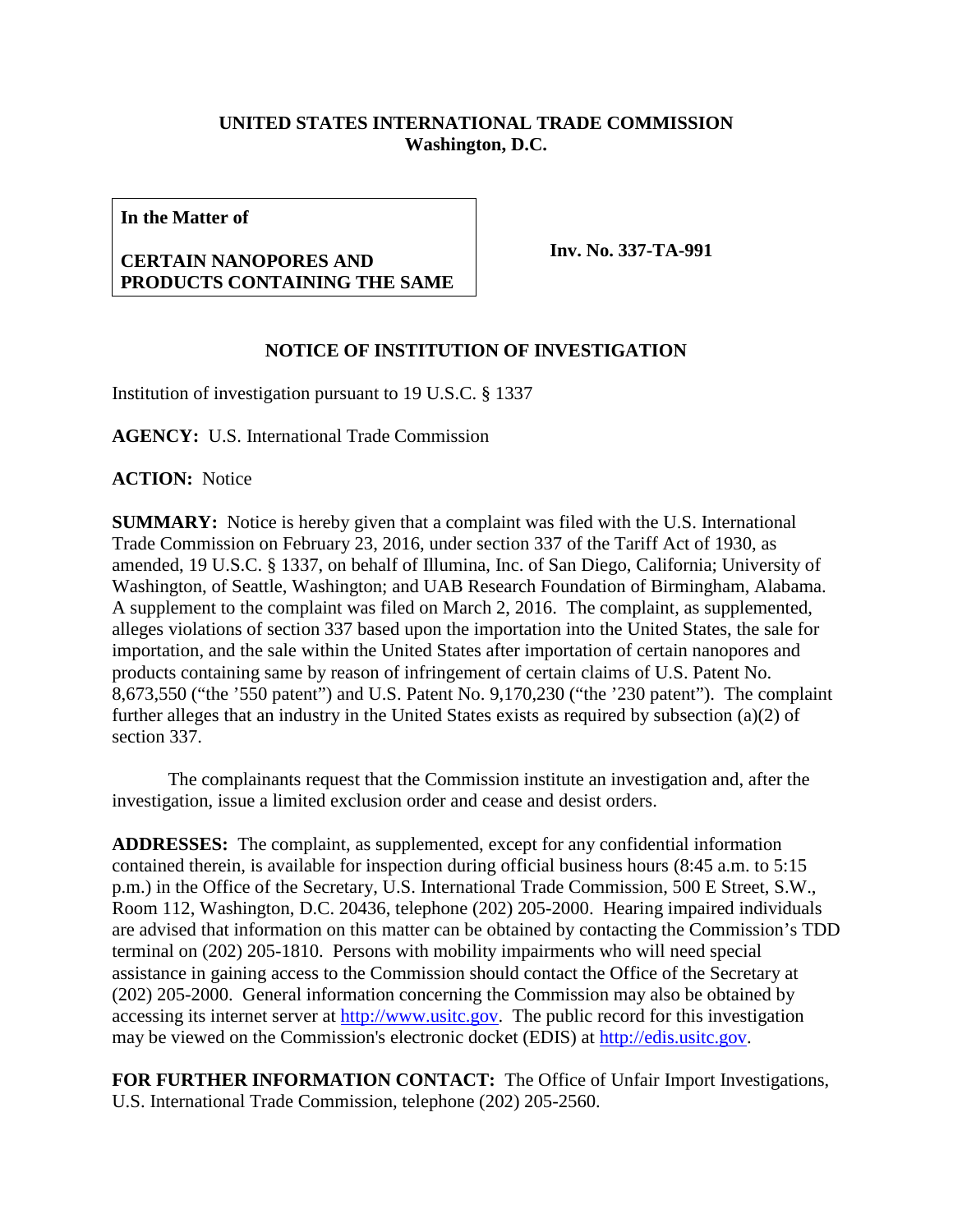**UNITED STATES INTERNATIONAL TRADE COMMISSION**
**Washington, D.C.**

| **In the Matter of**<br><br>**CERTAIN NANOPORES AND PRODUCTS CONTAINING THE SAME** | **Inv. No. 337-TA-991** |
|---|---|

## NOTICE OF INSTITUTION OF INVESTIGATION

Institution of investigation pursuant to 19 U.S.C. § 1337

**AGENCY:** U.S. International Trade Commission

**ACTION:** Notice

**SUMMARY:** Notice is hereby given that a complaint was filed with the U.S. International Trade Commission on February 23, 2016, under section 337 of the Tariff Act of 1930, as amended, 19 U.S.C. § 1337, on behalf of Illumina, Inc. of San Diego, California; University of Washington, of Seattle, Washington; and UAB Research Foundation of Birmingham, Alabama. A supplement to the complaint was filed on March 2, 2016. The complaint, as supplemented, alleges violations of section 337 based upon the importation into the United States, the sale for importation, and the sale within the United States after importation of certain nanopores and products containing same by reason of infringement of certain claims of U.S. Patent No. 8,673,550 ("the '550 patent") and U.S. Patent No. 9,170,230 ("the '230 patent"). The complaint further alleges that an industry in the United States exists as required by subsection (a)(2) of section 337.

The complainants request that the Commission institute an investigation and, after the investigation, issue a limited exclusion order and cease and desist orders.

**ADDRESSES:** The complaint, as supplemented, except for any confidential information contained therein, is available for inspection during official business hours (8:45 a.m. to 5:15 p.m.) in the Office of the Secretary, U.S. International Trade Commission, 500 E Street, S.W., Room 112, Washington, D.C. 20436, telephone (202) 205-2000. Hearing impaired individuals are advised that information on this matter can be obtained by contacting the Commission's TDD terminal on (202) 205-1810. Persons with mobility impairments who will need special assistance in gaining access to the Commission should contact the Office of the Secretary at (202) 205-2000. General information concerning the Commission may also be obtained by accessing its internet server at http://www.usitc.gov. The public record for this investigation may be viewed on the Commission's electronic docket (EDIS) at http://edis.usitc.gov.

**FOR FURTHER INFORMATION CONTACT:** The Office of Unfair Import Investigations, U.S. International Trade Commission, telephone (202) 205-2560.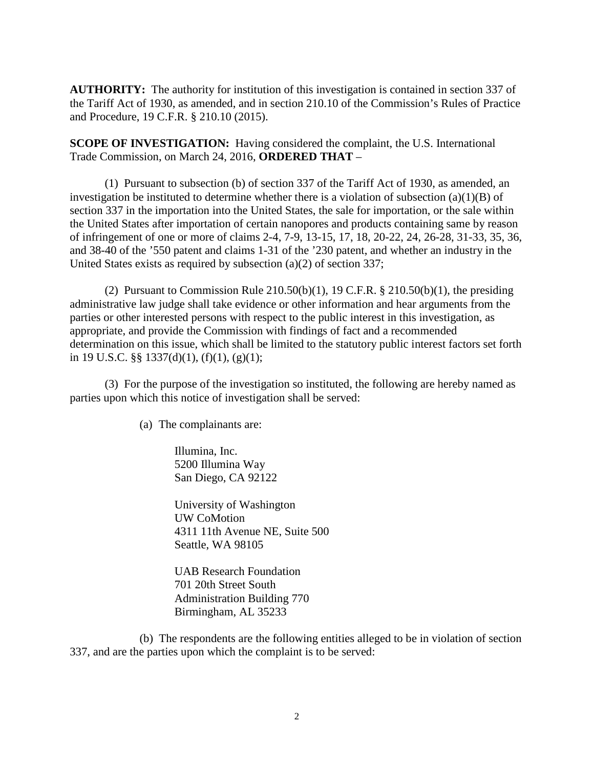**AUTHORITY:** The authority for institution of this investigation is contained in section 337 of the Tariff Act of 1930, as amended, and in section 210.10 of the Commission's Rules of Practice and Procedure, 19 C.F.R. § 210.10 (2015).

**SCOPE OF INVESTIGATION:** Having considered the complaint, the U.S. International Trade Commission, on March 24, 2016, **ORDERED THAT** –

(1) Pursuant to subsection (b) of section 337 of the Tariff Act of 1930, as amended, an investigation be instituted to determine whether there is a violation of subsection (a)(1)(B) of section 337 in the importation into the United States, the sale for importation, or the sale within the United States after importation of certain nanopores and products containing same by reason of infringement of one or more of claims 2-4, 7-9, 13-15, 17, 18, 20-22, 24, 26-28, 31-33, 35, 36, and 38-40 of the '550 patent and claims 1-31 of the '230 patent, and whether an industry in the United States exists as required by subsection (a)(2) of section 337;

(2) Pursuant to Commission Rule 210.50(b)(1), 19 C.F.R. § 210.50(b)(1), the presiding administrative law judge shall take evidence or other information and hear arguments from the parties or other interested persons with respect to the public interest in this investigation, as appropriate, and provide the Commission with findings of fact and a recommended determination on this issue, which shall be limited to the statutory public interest factors set forth in 19 U.S.C. §§ 1337(d)(1), (f)(1), (g)(1);

(3) For the purpose of the investigation so instituted, the following are hereby named as parties upon which this notice of investigation shall be served:

(a) The complainants are:

Illumina, Inc.
5200 Illumina Way
San Diego, CA 92122

University of Washington
UW CoMotion
4311 11th Avenue NE, Suite 500
Seattle, WA 98105

UAB Research Foundation
701 20th Street South
Administration Building 770
Birmingham, AL 35233

(b) The respondents are the following entities alleged to be in violation of section 337, and are the parties upon which the complaint is to be served: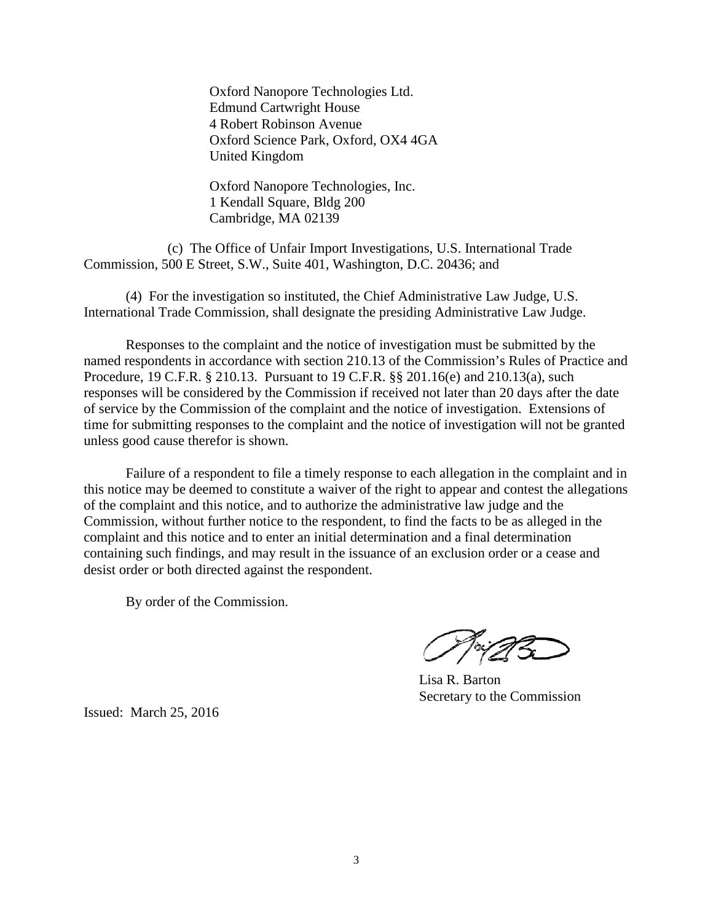Oxford Nanopore Technologies Ltd.
Edmund Cartwright House
4 Robert Robinson Avenue
Oxford Science Park, Oxford, OX4 4GA
United Kingdom

Oxford Nanopore Technologies, Inc.
1 Kendall Square, Bldg 200
Cambridge, MA 02139

(c) The Office of Unfair Import Investigations, U.S. International Trade Commission, 500 E Street, S.W., Suite 401, Washington, D.C. 20436; and

(4) For the investigation so instituted, the Chief Administrative Law Judge, U.S. International Trade Commission, shall designate the presiding Administrative Law Judge.

Responses to the complaint and the notice of investigation must be submitted by the named respondents in accordance with section 210.13 of the Commission's Rules of Practice and Procedure, 19 C.F.R. § 210.13. Pursuant to 19 C.F.R. §§ 201.16(e) and 210.13(a), such responses will be considered by the Commission if received not later than 20 days after the date of service by the Commission of the complaint and the notice of investigation. Extensions of time for submitting responses to the complaint and the notice of investigation will not be granted unless good cause therefor is shown.

Failure of a respondent to file a timely response to each allegation in the complaint and in this notice may be deemed to constitute a waiver of the right to appear and contest the allegations of the complaint and this notice, and to authorize the administrative law judge and the Commission, without further notice to the respondent, to find the facts to be as alleged in the complaint and this notice and to enter an initial determination and a final determination containing such findings, and may result in the issuance of an exclusion order or a cease and desist order or both directed against the respondent.

By order of the Commission.

Lisa R. Barton
Secretary to the Commission

Issued: March 25, 2016